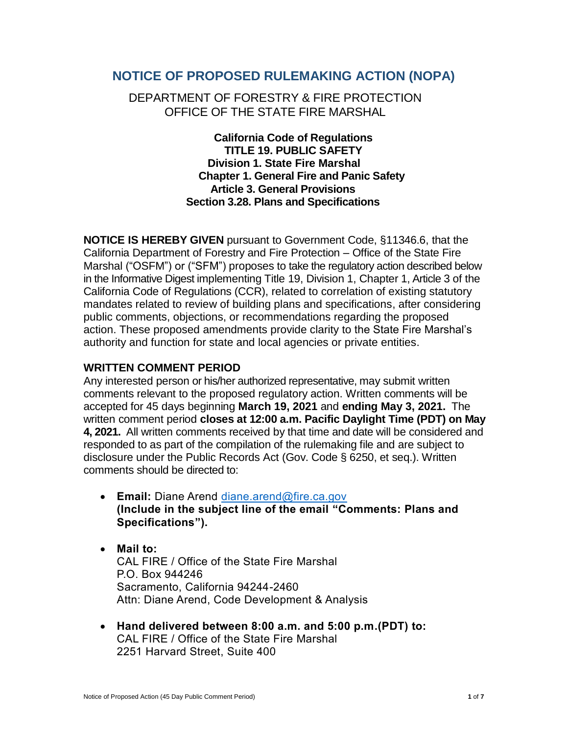# NOTICE OF PROPOSED RULEMAKING ACTION (NOPA)

DEPARTMENT OF FORESTRY & FIRE PROTECTION
OFFICE OF THE STATE FIRE MARSHAL

**California Code of Regulations**
**TITLE 19. PUBLIC SAFETY**
**Division 1. State Fire Marshal**
**Chapter 1. General Fire and Panic Safety**
**Article 3. General Provisions**
**Section 3.28. Plans and Specifications**

**NOTICE IS HEREBY GIVEN** pursuant to Government Code, §11346.6, that the California Department of Forestry and Fire Protection – Office of the State Fire Marshal ("OSFM") or ("SFM") proposes to take the regulatory action described below in the Informative Digest implementing Title 19, Division 1, Chapter 1, Article 3 of the California Code of Regulations (CCR), related to correlation of existing statutory mandates related to review of building plans and specifications, after considering public comments, objections, or recommendations regarding the proposed action. These proposed amendments provide clarity to the State Fire Marshal's authority and function for state and local agencies or private entities.

## WRITTEN COMMENT PERIOD

Any interested person or his/her authorized representative, may submit written comments relevant to the proposed regulatory action. Written comments will be accepted for 45 days beginning **March 19, 2021** and **ending May 3, 2021.** The written comment period **closes at 12:00 a.m. Pacific Daylight Time (PDT) on May 4, 2021.** All written comments received by that time and date will be considered and responded to as part of the compilation of the rulemaking file and are subject to disclosure under the Public Records Act (Gov. Code § 6250, et seq.). Written comments should be directed to:

- **Email:** Diane Arend diane.arend@fire.ca.gov
  **(Include in the subject line of the email "Comments: Plans and Specifications").**

- **Mail to:**
  CAL FIRE / Office of the State Fire Marshal
  P.O. Box 944246
  Sacramento, California 94244-2460
  Attn: Diane Arend, Code Development & Analysis

- **Hand delivered between 8:00 a.m. and 5:00 p.m.(PDT) to:**
  CAL FIRE / Office of the State Fire Marshal
  2251 Harvard Street, Suite 400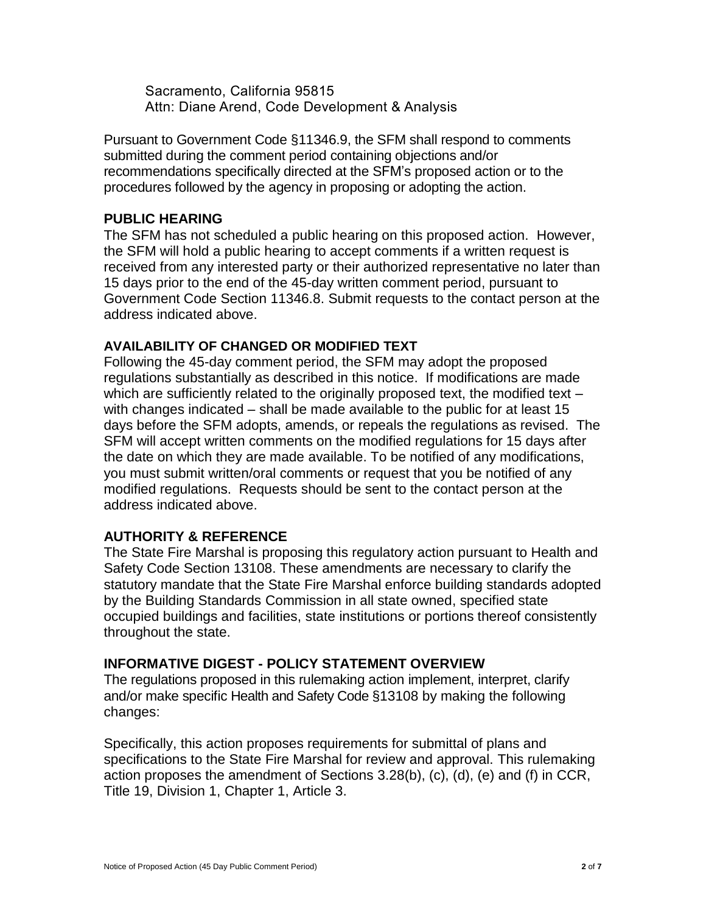Sacramento, California 95815
Attn: Diane Arend, Code Development & Analysis

Pursuant to Government Code §11346.9, the SFM shall respond to comments submitted during the comment period containing objections and/or recommendations specifically directed at the SFM's proposed action or to the procedures followed by the agency in proposing or adopting the action.

## PUBLIC HEARING

The SFM has not scheduled a public hearing on this proposed action. However, the SFM will hold a public hearing to accept comments if a written request is received from any interested party or their authorized representative no later than 15 days prior to the end of the 45-day written comment period, pursuant to Government Code Section 11346.8. Submit requests to the contact person at the address indicated above.

## AVAILABILITY OF CHANGED OR MODIFIED TEXT

Following the 45-day comment period, the SFM may adopt the proposed regulations substantially as described in this notice. If modifications are made which are sufficiently related to the originally proposed text, the modified text – with changes indicated – shall be made available to the public for at least 15 days before the SFM adopts, amends, or repeals the regulations as revised. The SFM will accept written comments on the modified regulations for 15 days after the date on which they are made available. To be notified of any modifications, you must submit written/oral comments or request that you be notified of any modified regulations. Requests should be sent to the contact person at the address indicated above.

## AUTHORITY & REFERENCE

The State Fire Marshal is proposing this regulatory action pursuant to Health and Safety Code Section 13108. These amendments are necessary to clarify the statutory mandate that the State Fire Marshal enforce building standards adopted by the Building Standards Commission in all state owned, specified state occupied buildings and facilities, state institutions or portions thereof consistently throughout the state.

## INFORMATIVE DIGEST - POLICY STATEMENT OVERVIEW

The regulations proposed in this rulemaking action implement, interpret, clarify and/or make specific Health and Safety Code §13108 by making the following changes:

Specifically, this action proposes requirements for submittal of plans and specifications to the State Fire Marshal for review and approval. This rulemaking action proposes the amendment of Sections 3.28(b), (c), (d), (e) and (f) in CCR, Title 19, Division 1, Chapter 1, Article 3.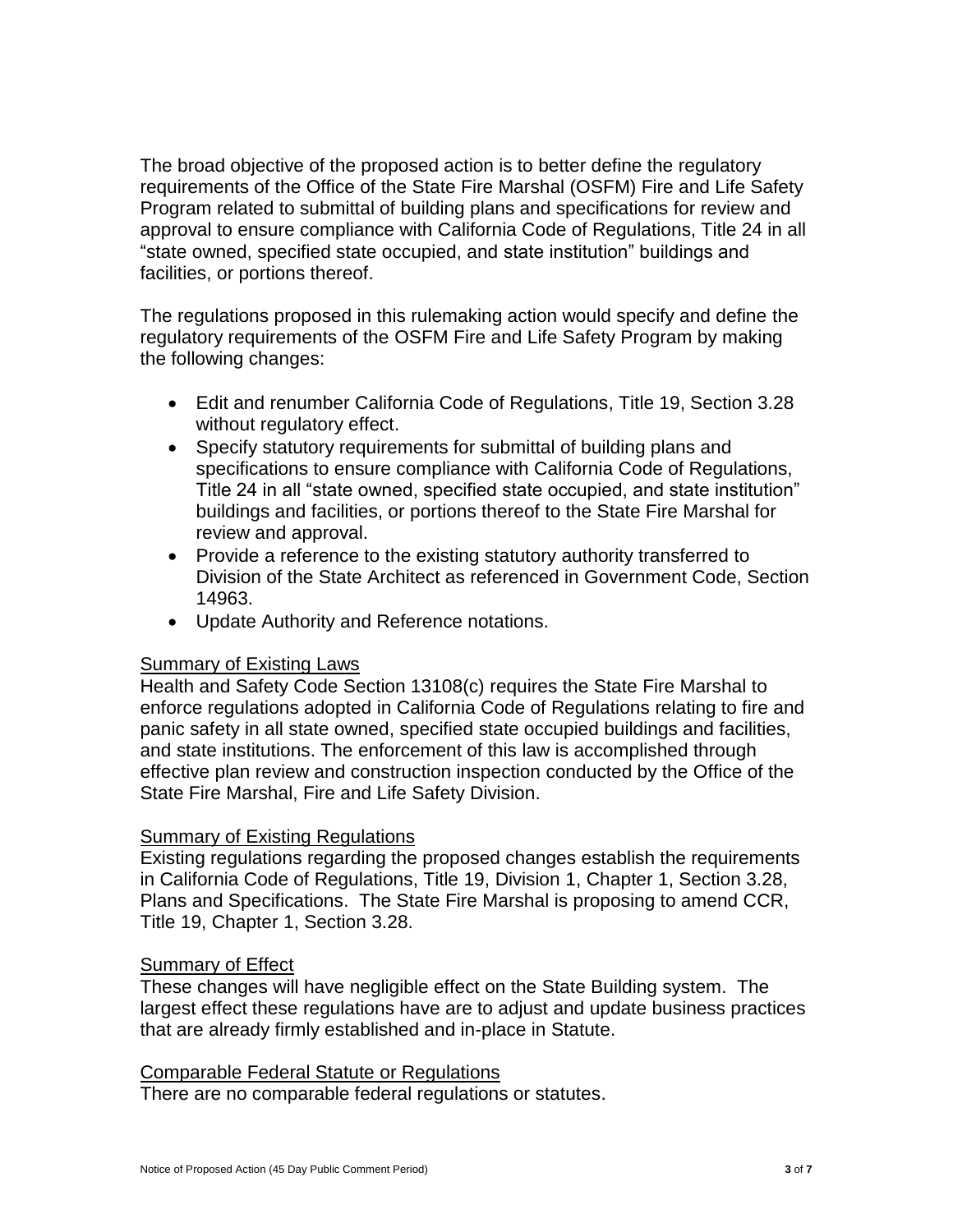The broad objective of the proposed action is to better define the regulatory requirements of the Office of the State Fire Marshal (OSFM) Fire and Life Safety Program related to submittal of building plans and specifications for review and approval to ensure compliance with California Code of Regulations, Title 24 in all "state owned, specified state occupied, and state institution" buildings and facilities, or portions thereof.

The regulations proposed in this rulemaking action would specify and define the regulatory requirements of the OSFM Fire and Life Safety Program by making the following changes:

- Edit and renumber California Code of Regulations, Title 19, Section 3.28 without regulatory effect.
- Specify statutory requirements for submittal of building plans and specifications to ensure compliance with California Code of Regulations, Title 24 in all "state owned, specified state occupied, and state institution" buildings and facilities, or portions thereof to the State Fire Marshal for review and approval.
- Provide a reference to the existing statutory authority transferred to Division of the State Architect as referenced in Government Code, Section 14963.
- Update Authority and Reference notations.

<u>Summary of Existing Laws</u>

Health and Safety Code Section 13108(c) requires the State Fire Marshal to enforce regulations adopted in California Code of Regulations relating to fire and panic safety in all state owned, specified state occupied buildings and facilities, and state institutions. The enforcement of this law is accomplished through effective plan review and construction inspection conducted by the Office of the State Fire Marshal, Fire and Life Safety Division.

<u>Summary of Existing Regulations</u>

Existing regulations regarding the proposed changes establish the requirements in California Code of Regulations, Title 19, Division 1, Chapter 1, Section 3.28, Plans and Specifications. The State Fire Marshal is proposing to amend CCR, Title 19, Chapter 1, Section 3.28.

<u>Summary of Effect</u>

These changes will have negligible effect on the State Building system. The largest effect these regulations have are to adjust and update business practices that are already firmly established and in-place in Statute.

<u>Comparable Federal Statute or Regulations</u>

There are no comparable federal regulations or statutes.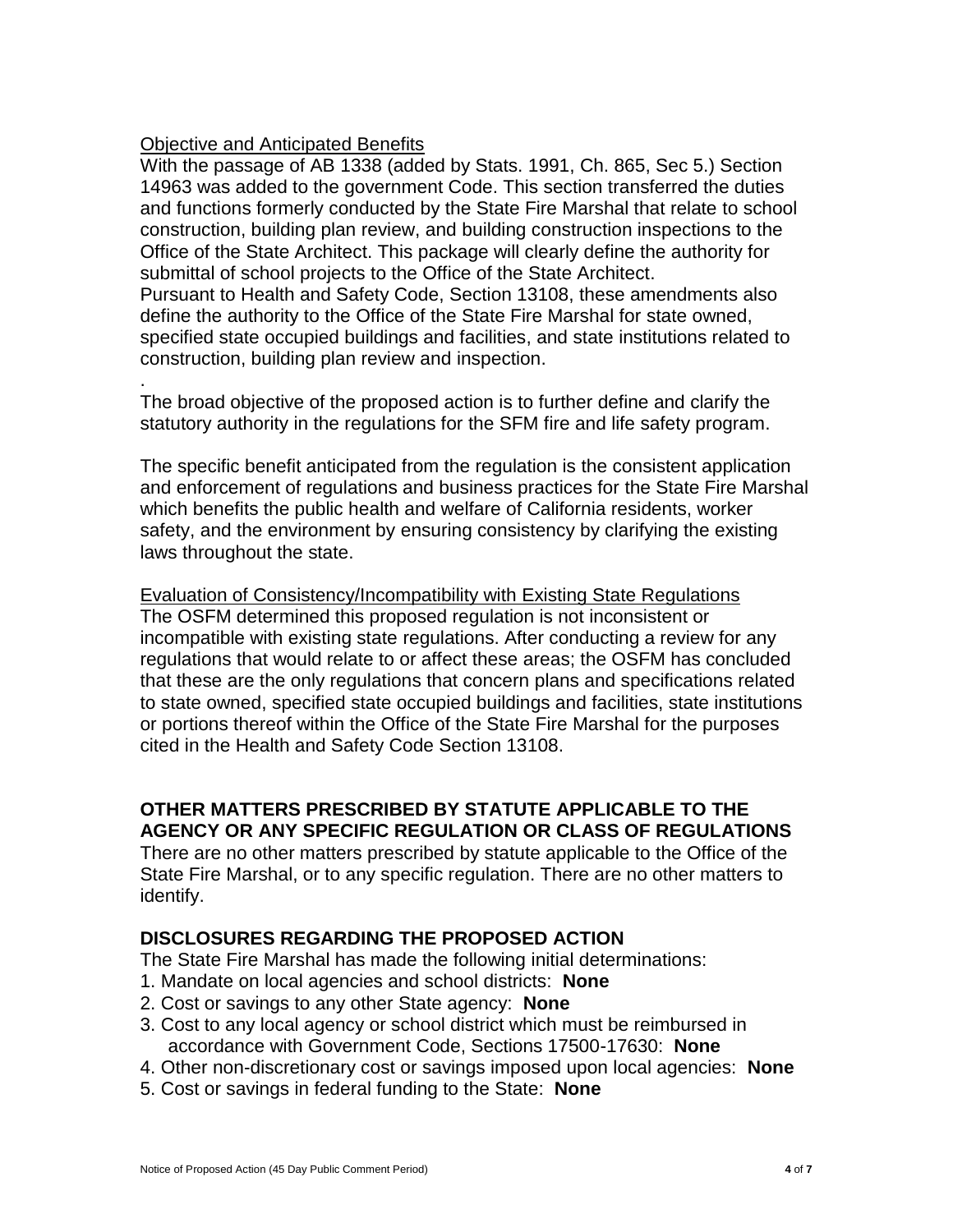Objective and Anticipated Benefits

With the passage of AB 1338 (added by Stats. 1991, Ch. 865, Sec 5.) Section 14963 was added to the government Code. This section transferred the duties and functions formerly conducted by the State Fire Marshal that relate to school construction, building plan review, and building construction inspections to the Office of the State Architect. This package will clearly define the authority for submittal of school projects to the Office of the State Architect.

Pursuant to Health and Safety Code, Section 13108, these amendments also define the authority to the Office of the State Fire Marshal for state owned, specified state occupied buildings and facilities, and state institutions related to construction, building plan review and inspection.

.

The broad objective of the proposed action is to further define and clarify the statutory authority in the regulations for the SFM fire and life safety program.

The specific benefit anticipated from the regulation is the consistent application and enforcement of regulations and business practices for the State Fire Marshal which benefits the public health and welfare of California residents, worker safety, and the environment by ensuring consistency by clarifying the existing laws throughout the state.

Evaluation of Consistency/Incompatibility with Existing State Regulations

The OSFM determined this proposed regulation is not inconsistent or incompatible with existing state regulations. After conducting a review for any regulations that would relate to or affect these areas; the OSFM has concluded that these are the only regulations that concern plans and specifications related to state owned, specified state occupied buildings and facilities, state institutions or portions thereof within the Office of the State Fire Marshal for the purposes cited in the Health and Safety Code Section 13108.

## OTHER MATTERS PRESCRIBED BY STATUTE APPLICABLE TO THE AGENCY OR ANY SPECIFIC REGULATION OR CLASS OF REGULATIONS

There are no other matters prescribed by statute applicable to the Office of the State Fire Marshal, or to any specific regulation. There are no other matters to identify.

## DISCLOSURES REGARDING THE PROPOSED ACTION

The State Fire Marshal has made the following initial determinations:

1. Mandate on local agencies and school districts: **None**
2. Cost or savings to any other State agency: **None**
3. Cost to any local agency or school district which must be reimbursed in accordance with Government Code, Sections 17500-17630: **None**
4. Other non-discretionary cost or savings imposed upon local agencies: **None**
5. Cost or savings in federal funding to the State: **None**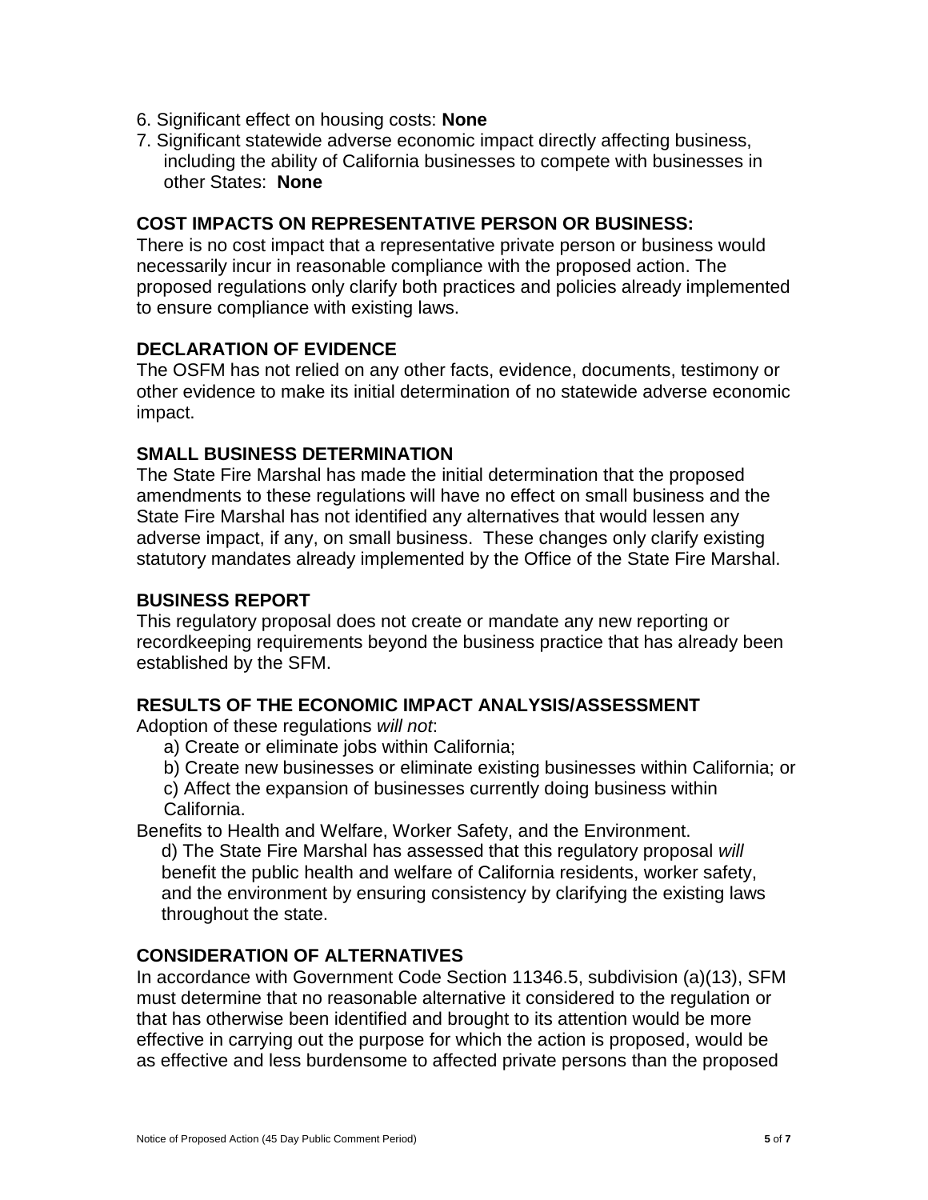6. Significant effect on housing costs: **None**
7. Significant statewide adverse economic impact directly affecting business, including the ability of California businesses to compete with businesses in other States: **None**

## COST IMPACTS ON REPRESENTATIVE PERSON OR BUSINESS:

There is no cost impact that a representative private person or business would necessarily incur in reasonable compliance with the proposed action. The proposed regulations only clarify both practices and policies already implemented to ensure compliance with existing laws.

## DECLARATION OF EVIDENCE

The OSFM has not relied on any other facts, evidence, documents, testimony or other evidence to make its initial determination of no statewide adverse economic impact.

## SMALL BUSINESS DETERMINATION

The State Fire Marshal has made the initial determination that the proposed amendments to these regulations will have no effect on small business and the State Fire Marshal has not identified any alternatives that would lessen any adverse impact, if any, on small business. These changes only clarify existing statutory mandates already implemented by the Office of the State Fire Marshal.

## BUSINESS REPORT

This regulatory proposal does not create or mandate any new reporting or recordkeeping requirements beyond the business practice that has already been established by the SFM.

## RESULTS OF THE ECONOMIC IMPACT ANALYSIS/ASSESSMENT

Adoption of these regulations *will not*:

a) Create or eliminate jobs within California;

b) Create new businesses or eliminate existing businesses within California; or

c) Affect the expansion of businesses currently doing business within California.

Benefits to Health and Welfare, Worker Safety, and the Environment.

d) The State Fire Marshal has assessed that this regulatory proposal *will* benefit the public health and welfare of California residents, worker safety, and the environment by ensuring consistency by clarifying the existing laws throughout the state.

## CONSIDERATION OF ALTERNATIVES

In accordance with Government Code Section 11346.5, subdivision (a)(13), SFM must determine that no reasonable alternative it considered to the regulation or that has otherwise been identified and brought to its attention would be more effective in carrying out the purpose for which the action is proposed, would be as effective and less burdensome to affected private persons than the proposed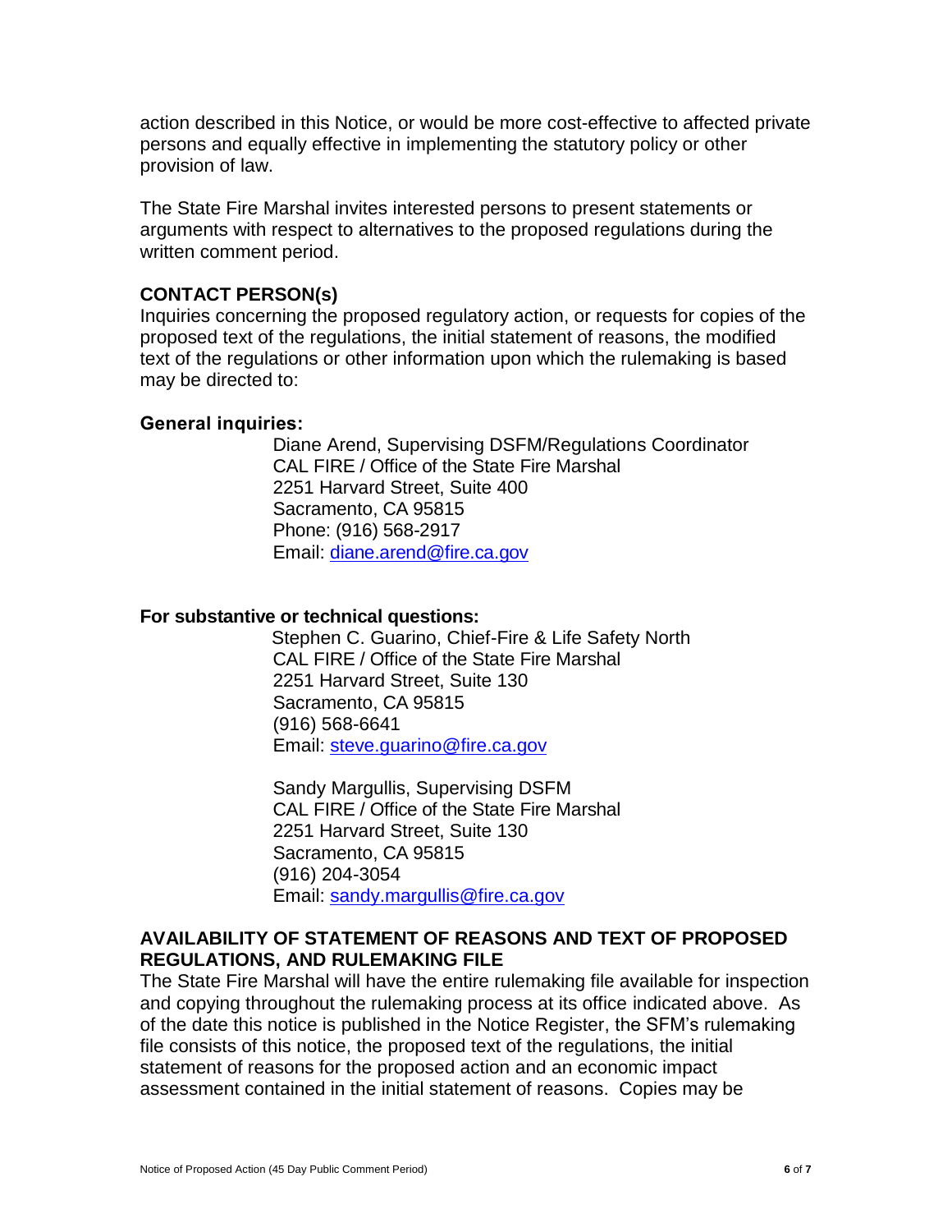action described in this Notice, or would be more cost-effective to affected private persons and equally effective in implementing the statutory policy or other provision of law.

The State Fire Marshal invites interested persons to present statements or arguments with respect to alternatives to the proposed regulations during the written comment period.

## CONTACT PERSON(s)

Inquiries concerning the proposed regulatory action, or requests for copies of the proposed text of the regulations, the initial statement of reasons, the modified text of the regulations or other information upon which the rulemaking is based may be directed to:

**General inquiries:**

Diane Arend, Supervising DSFM/Regulations Coordinator
CAL FIRE / Office of the State Fire Marshal
2251 Harvard Street, Suite 400
Sacramento, CA 95815
Phone: (916) 568-2917
Email: diane.arend@fire.ca.gov

**For substantive or technical questions:**

Stephen C. Guarino, Chief-Fire & Life Safety North
CAL FIRE / Office of the State Fire Marshal
2251 Harvard Street, Suite 130
Sacramento, CA 95815
(916) 568-6641
Email: steve.guarino@fire.ca.gov

Sandy Margullis, Supervising DSFM
CAL FIRE / Office of the State Fire Marshal
2251 Harvard Street, Suite 130
Sacramento, CA 95815
(916) 204-3054
Email: sandy.margullis@fire.ca.gov

## AVAILABILITY OF STATEMENT OF REASONS AND TEXT OF PROPOSED REGULATIONS, AND RULEMAKING FILE

The State Fire Marshal will have the entire rulemaking file available for inspection and copying throughout the rulemaking process at its office indicated above. As of the date this notice is published in the Notice Register, the SFM's rulemaking file consists of this notice, the proposed text of the regulations, the initial statement of reasons for the proposed action and an economic impact assessment contained in the initial statement of reasons. Copies may be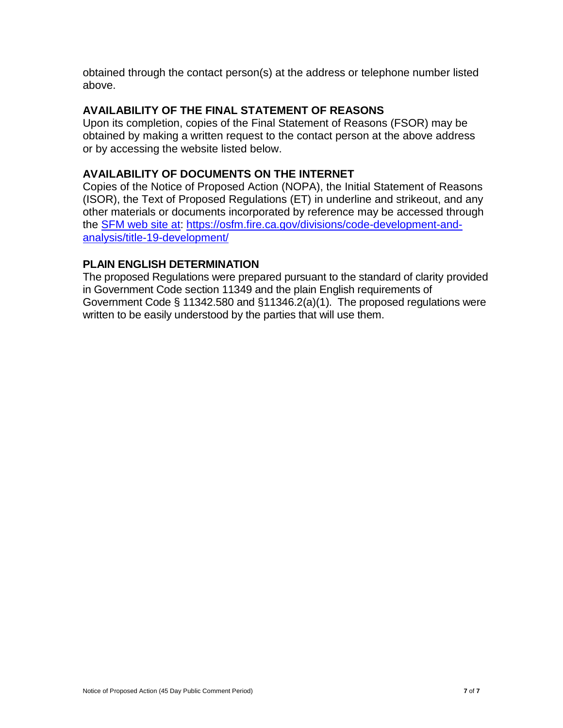obtained through the contact person(s) at the address or telephone number listed above.

## AVAILABILITY OF THE FINAL STATEMENT OF REASONS

Upon its completion, copies of the Final Statement of Reasons (FSOR) may be obtained by making a written request to the contact person at the above address or by accessing the website listed below.

## AVAILABILITY OF DOCUMENTS ON THE INTERNET

Copies of the Notice of Proposed Action (NOPA), the Initial Statement of Reasons (ISOR), the Text of Proposed Regulations (ET) in underline and strikeout, and any other materials or documents incorporated by reference may be accessed through the SFM web site at: https://osfm.fire.ca.gov/divisions/code-development-and-analysis/title-19-development/

## PLAIN ENGLISH DETERMINATION

The proposed Regulations were prepared pursuant to the standard of clarity provided in Government Code section 11349 and the plain English requirements of Government Code § 11342.580 and §11346.2(a)(1). The proposed regulations were written to be easily understood by the parties that will use them.